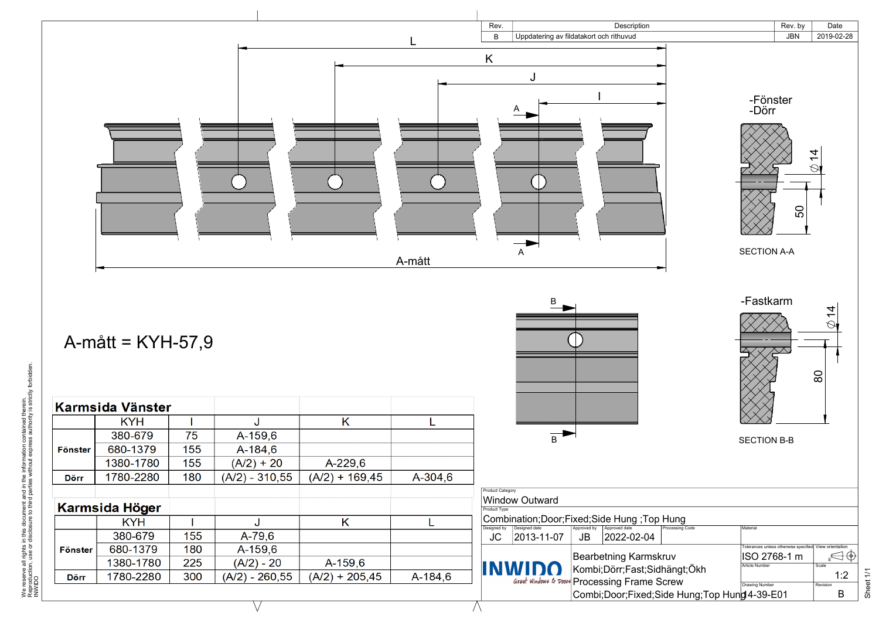| Rev. | Description | Rev. by | Date |
|---|---|---|---|
| B | Uppdatering av fildatakort och rithuvud | JBN | 2019-02-28 |

L

K

J

I

A

A

A-mått

-Fönster
-Dörr

Ø14

50

SECTION A-A

-Fastkarm

Ø14

80

SECTION B-B

B

B

A-mått = KYH-57,9

## Karmsida Vänster

| | KYH | I | J | K | L |
|---|---|---|---|---|---|
| **Fönster** | 380-679 | 75 | A-159,6 | | |
| | 680-1379 | 155 | A-184,6 | | |
| | 1380-1780 | 155 | (A/2) + 20 | A-229,6 | |
| **Dörr** | 1780-2280 | 180 | (A/2) - 310,55 | (A/2) + 169,45 | A-304,6 |

## Karmsida Höger

| | KYH | I | J | K | L |
|---|---|---|---|---|---|
| **Fönster** | 380-679 | 155 | A-79,6 | | |
| | 680-1379 | 180 | A-159,6 | | |
| | 1380-1780 | 225 | (A/2) - 20 | A-159,6 | |
| **Dörr** | 1780-2280 | 300 | (A/2) - 260,55 | (A/2) + 205,45 | A-184,6 |

We reserve all rights in this document and in the information contained therein. Reproduction, use or disclosure to third parties without express authority is strictly forbidden. INWIDO

| Product Category | | | | | |
|---|---|---|---|---|---|
| Window Outward | | | | | |
| Product Type: Combination;Door;Fixed;Side Hung ;Top Hung | | | | | |
| Designed by: JC | Designed date: 2013-11-07 | Approved by: JB | Approved date: 2022-02-04 | Processing Code | Material |

INWIDO – Great Windows & Doors

Bearbetning Karmskruv
Kombi;Dörr;Fast;Sidhängt;Ökh
Processing Frame Screw
Combi;Door;Fixed;Side Hung;Top Hung

| Tolerances unless otherwise specified | View orientation |
|---|---|
| ISO 2768-1 m | |
| Article Number | Scale: 1:2 |
| Drawing Number: 14-39-E01 | Revision: B |

Sheet 1/1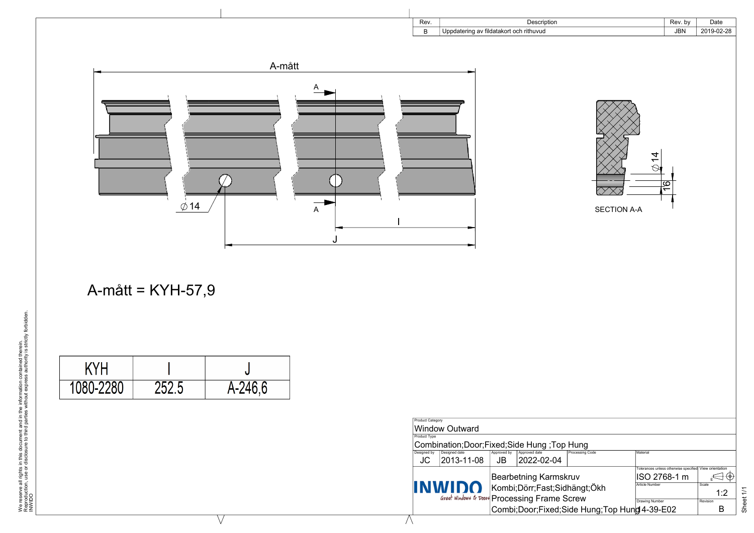| Rev. | Description | Rev. by | Date |
|---|---|---|---|
| B | Uppdatering av fildatakort och rithuvud | JBN | 2019-02-28 |

A-mått

A

A

∅14

I

J

∅14

16

SECTION A-A

A-mått = KYH-57,9

| KYH | I | J |
|---|---|---|
| 1080-2280 | 252.5 | A-246,6 |

Product Category: Window Outward

Product Type: Combination;Door;Fixed;Side Hung ;Top Hung

| Designed by | Designed date | Approved by | Approved date | Processing Code | Material |
|---|---|---|---|---|---|
| JC | 2013-11-08 | JB | 2022-02-04 | | |

INWIDO Great Windows & Doors

Bearbetning Karmskruv
Kombi;Dörr;Fast;Sidhängt;Ökh
Processing Frame Screw
Combi;Door;Fixed;Side Hung;Top Hung

Tolerances unless otherwise specified: ISO 2768-1 m

Scale: 1:2

Drawing Number: 14-39-E02

Revision: B

Sheet 1/1

We reserve all rights in this document and in the information contained therein. Reproduction, use or disclosure to third parties without express authority is strictly forbidden. INWIDO